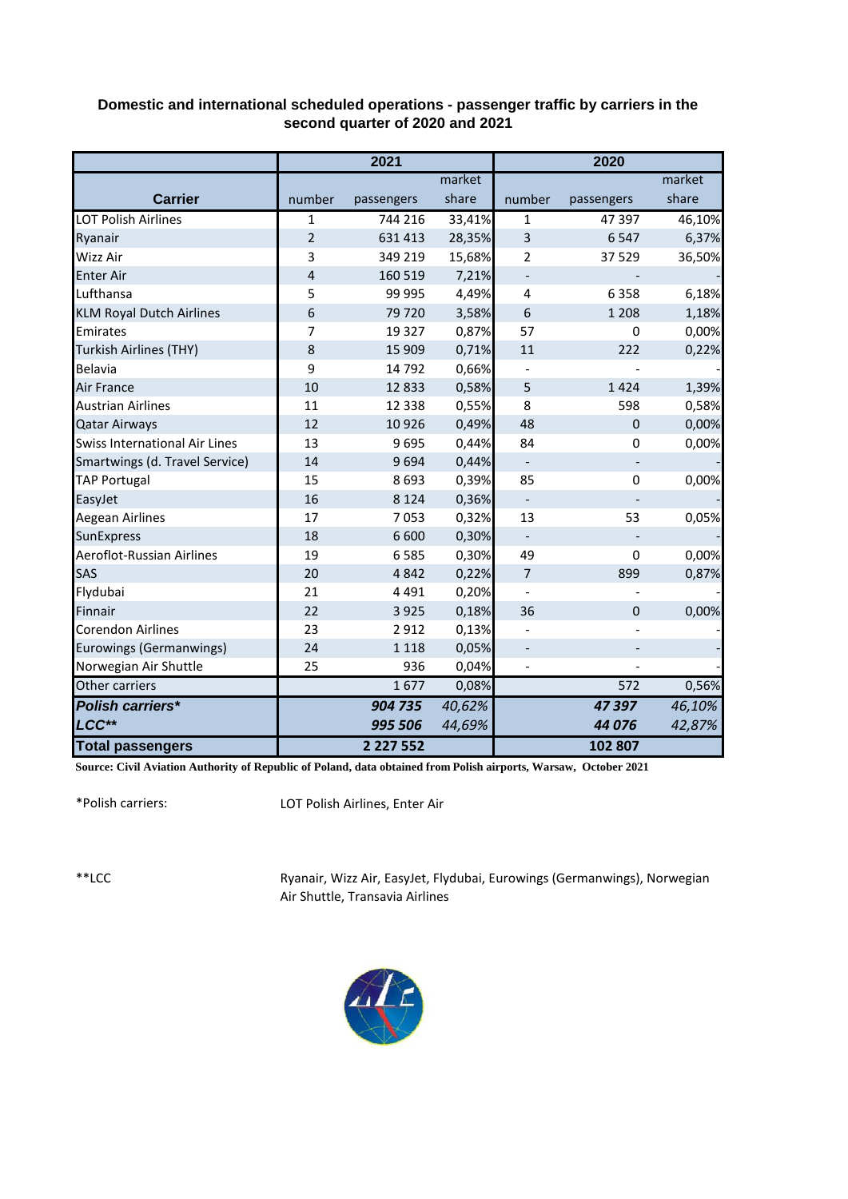**Domestic and international scheduled operations - passenger traffic by carriers in the second quarter of 2020 and 2021**

| Carrier | 2021 | | | 2020 | | |
|---|---|---|---|---|---|---|
| | number | passengers | market share | number | passengers | market share |
| LOT Polish Airlines | 1 | 744 216 | 33,41% | 1 | 47 397 | 46,10% |
| Ryanair | 2 | 631 413 | 28,35% | 3 | 6 547 | 6,37% |
| Wizz Air | 3 | 349 219 | 15,68% | 2 | 37 529 | 36,50% |
| Enter Air | 4 | 160 519 | 7,21% | - | - | - |
| Lufthansa | 5 | 99 995 | 4,49% | 4 | 6 358 | 6,18% |
| KLM Royal Dutch Airlines | 6 | 79 720 | 3,58% | 6 | 1 208 | 1,18% |
| Emirates | 7 | 19 327 | 0,87% | 57 | 0 | 0,00% |
| Turkish Airlines (THY) | 8 | 15 909 | 0,71% | 11 | 222 | 0,22% |
| Belavia | 9 | 14 792 | 0,66% | - | - | - |
| Air France | 10 | 12 833 | 0,58% | 5 | 1 424 | 1,39% |
| Austrian Airlines | 11 | 12 338 | 0,55% | 8 | 598 | 0,58% |
| Qatar Airways | 12 | 10 926 | 0,49% | 48 | 0 | 0,00% |
| Swiss International Air Lines | 13 | 9 695 | 0,44% | 84 | 0 | 0,00% |
| Smartwings (d. Travel Service) | 14 | 9 694 | 0,44% | - | - | - |
| TAP Portugal | 15 | 8 693 | 0,39% | 85 | 0 | 0,00% |
| EasyJet | 16 | 8 124 | 0,36% | - | - | - |
| Aegean Airlines | 17 | 7 053 | 0,32% | 13 | 53 | 0,05% |
| SunExpress | 18 | 6 600 | 0,30% | - | - | - |
| Aeroflot-Russian Airlines | 19 | 6 585 | 0,30% | 49 | 0 | 0,00% |
| SAS | 20 | 4 842 | 0,22% | 7 | 899 | 0,87% |
| Flydubai | 21 | 4 491 | 0,20% | - | - | - |
| Finnair | 22 | 3 925 | 0,18% | 36 | 0 | 0,00% |
| Corendon Airlines | 23 | 2 912 | 0,13% | - | - | - |
| Eurowings (Germanwings) | 24 | 1 118 | 0,05% | - | - | - |
| Norwegian Air Shuttle | 25 | 936 | 0,04% | - | - | - |
| Other carriers | | 1 677 | 0,08% | | 572 | 0,56% |
| ***Polish carriers**** | | ***904 735*** | *40,62%* | | ***47 397*** | *46,10%* |
| ***LCC***** | | ***995 506*** | *44,69%* | | ***44 076*** | *42,87%* |
| **Total passengers** | | **2 227 552** | | | **102 807** | |

**Source: Civil Aviation Authority of Republic of Poland, data obtained from Polish airports, Warsaw, October 2021**

*Polish carriers: LOT Polish Airlines, Enter Air

**LCC Ryanair, Wizz Air, EasyJet, Flydubai, Eurowings (Germanwings), Norwegian Air Shuttle, Transavia Airlines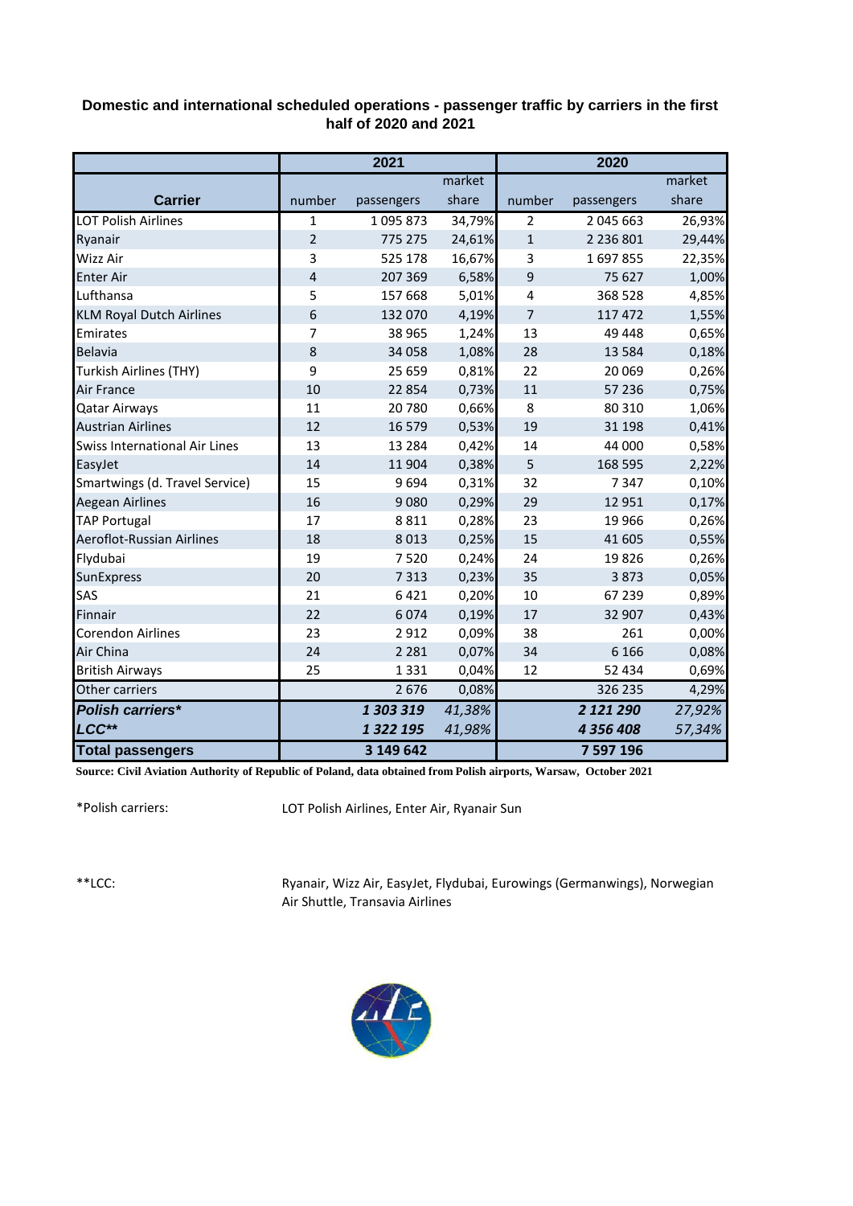**Domestic and international scheduled operations - passenger traffic by carriers in the first half of 2020 and 2021**

| Carrier | 2021 | | | 2020 | | |
|---|---|---|---|---|---|---|
| | number | passengers | market share | number | passengers | market share |
| LOT Polish Airlines | 1 | 1 095 873 | 34,79% | 2 | 2 045 663 | 26,93% |
| Ryanair | 2 | 775 275 | 24,61% | 1 | 2 236 801 | 29,44% |
| Wizz Air | 3 | 525 178 | 16,67% | 3 | 1 697 855 | 22,35% |
| Enter Air | 4 | 207 369 | 6,58% | 9 | 75 627 | 1,00% |
| Lufthansa | 5 | 157 668 | 5,01% | 4 | 368 528 | 4,85% |
| KLM Royal Dutch Airlines | 6 | 132 070 | 4,19% | 7 | 117 472 | 1,55% |
| Emirates | 7 | 38 965 | 1,24% | 13 | 49 448 | 0,65% |
| Belavia | 8 | 34 058 | 1,08% | 28 | 13 584 | 0,18% |
| Turkish Airlines (THY) | 9 | 25 659 | 0,81% | 22 | 20 069 | 0,26% |
| Air France | 10 | 22 854 | 0,73% | 11 | 57 236 | 0,75% |
| Qatar Airways | 11 | 20 780 | 0,66% | 8 | 80 310 | 1,06% |
| Austrian Airlines | 12 | 16 579 | 0,53% | 19 | 31 198 | 0,41% |
| Swiss International Air Lines | 13 | 13 284 | 0,42% | 14 | 44 000 | 0,58% |
| EasyJet | 14 | 11 904 | 0,38% | 5 | 168 595 | 2,22% |
| Smartwings (d. Travel Service) | 15 | 9 694 | 0,31% | 32 | 7 347 | 0,10% |
| Aegean Airlines | 16 | 9 080 | 0,29% | 29 | 12 951 | 0,17% |
| TAP Portugal | 17 | 8 811 | 0,28% | 23 | 19 966 | 0,26% |
| Aeroflot-Russian Airlines | 18 | 8 013 | 0,25% | 15 | 41 605 | 0,55% |
| Flydubai | 19 | 7 520 | 0,24% | 24 | 19 826 | 0,26% |
| SunExpress | 20 | 7 313 | 0,23% | 35 | 3 873 | 0,05% |
| SAS | 21 | 6 421 | 0,20% | 10 | 67 239 | 0,89% |
| Finnair | 22 | 6 074 | 0,19% | 17 | 32 907 | 0,43% |
| Corendon Airlines | 23 | 2 912 | 0,09% | 38 | 261 | 0,00% |
| Air China | 24 | 2 281 | 0,07% | 34 | 6 166 | 0,08% |
| British Airways | 25 | 1 331 | 0,04% | 12 | 52 434 | 0,69% |
| Other carriers | | 2 676 | 0,08% | | 326 235 | 4,29% |
| ***Polish carriers**** | | ***1 303 319*** | *41,38%* | | ***2 121 290*** | *27,92%* |
| ***LCC***** | | ***1 322 195*** | *41,98%* | | ***4 356 408*** | *57,34%* |
| **Total passengers** | | **3 149 642** | | | **7 597 196** | |

**Source: Civil Aviation Authority of Republic of Poland, data obtained from Polish airports, Warsaw, October 2021**

*Polish carriers: LOT Polish Airlines, Enter Air, Ryanair Sun

**LCC: Ryanair, Wizz Air, EasyJet, Flydubai, Eurowings (Germanwings), Norwegian Air Shuttle, Transavia Airlines